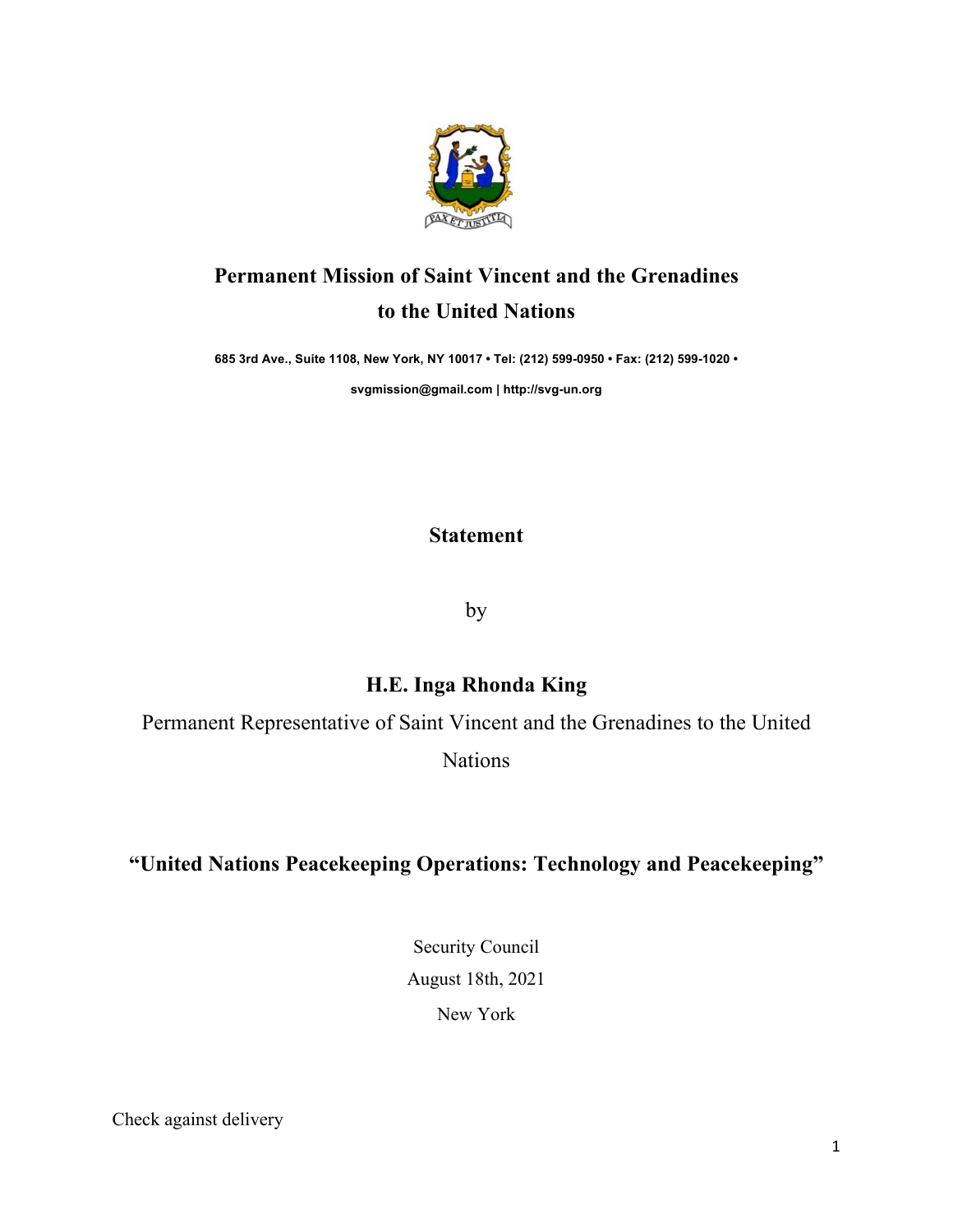PAX ET JUSTITIA

# Permanent Mission of Saint Vincent and the Grenadines to the United Nations

**685 3rd Ave., Suite 1108, New York, NY 10017 • Tel: (212) 599-0950 • Fax: (212) 599-1020 •**

**svgmission@gmail.com | http://svg-un.org**

## Statement

by

## H.E. Inga Rhonda King

Permanent Representative of Saint Vincent and the Grenadines to the United Nations

## "United Nations Peacekeeping Operations: Technology and Peacekeeping"

Security Council

August 18th, 2021

New York

Check against delivery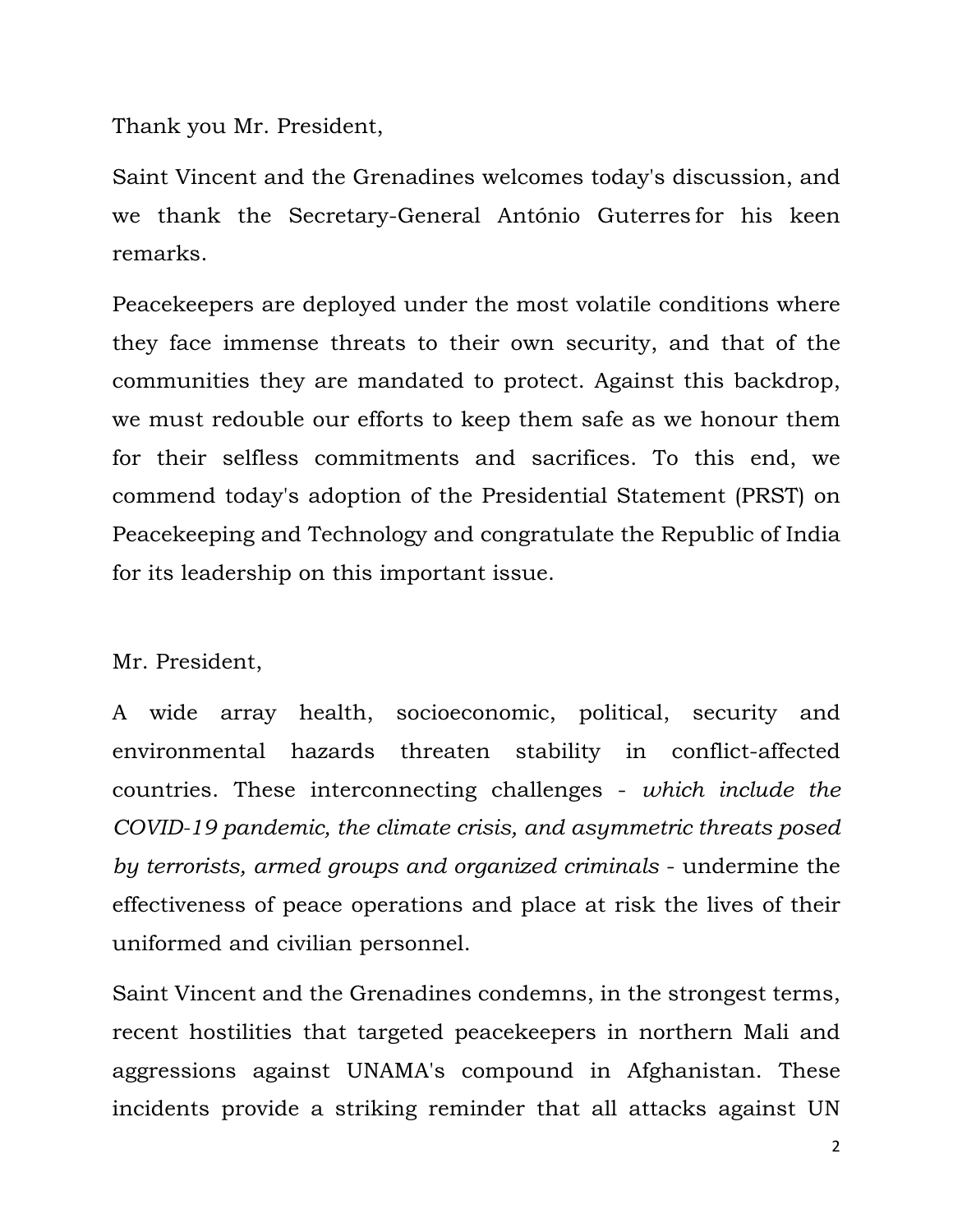Thank you Mr. President,

Saint Vincent and the Grenadines welcomes today's discussion, and we thank the Secretary-General António Guterres for his keen remarks.

Peacekeepers are deployed under the most volatile conditions where they face immense threats to their own security, and that of the communities they are mandated to protect. Against this backdrop, we must redouble our efforts to keep them safe as we honour them for their selfless commitments and sacrifices. To this end, we commend today's adoption of the Presidential Statement (PRST) on Peacekeeping and Technology and congratulate the Republic of India for its leadership on this important issue.

Mr. President,

A wide array health, socioeconomic, political, security and environmental hazards threaten stability in conflict-affected countries. These interconnecting challenges - *which include the COVID-19 pandemic, the climate crisis, and asymmetric threats posed by terrorists, armed groups and organized criminals* - undermine the effectiveness of peace operations and place at risk the lives of their uniformed and civilian personnel.

Saint Vincent and the Grenadines condemns, in the strongest terms, recent hostilities that targeted peacekeepers in northern Mali and aggressions against UNAMA's compound in Afghanistan. These incidents provide a striking reminder that all attacks against UN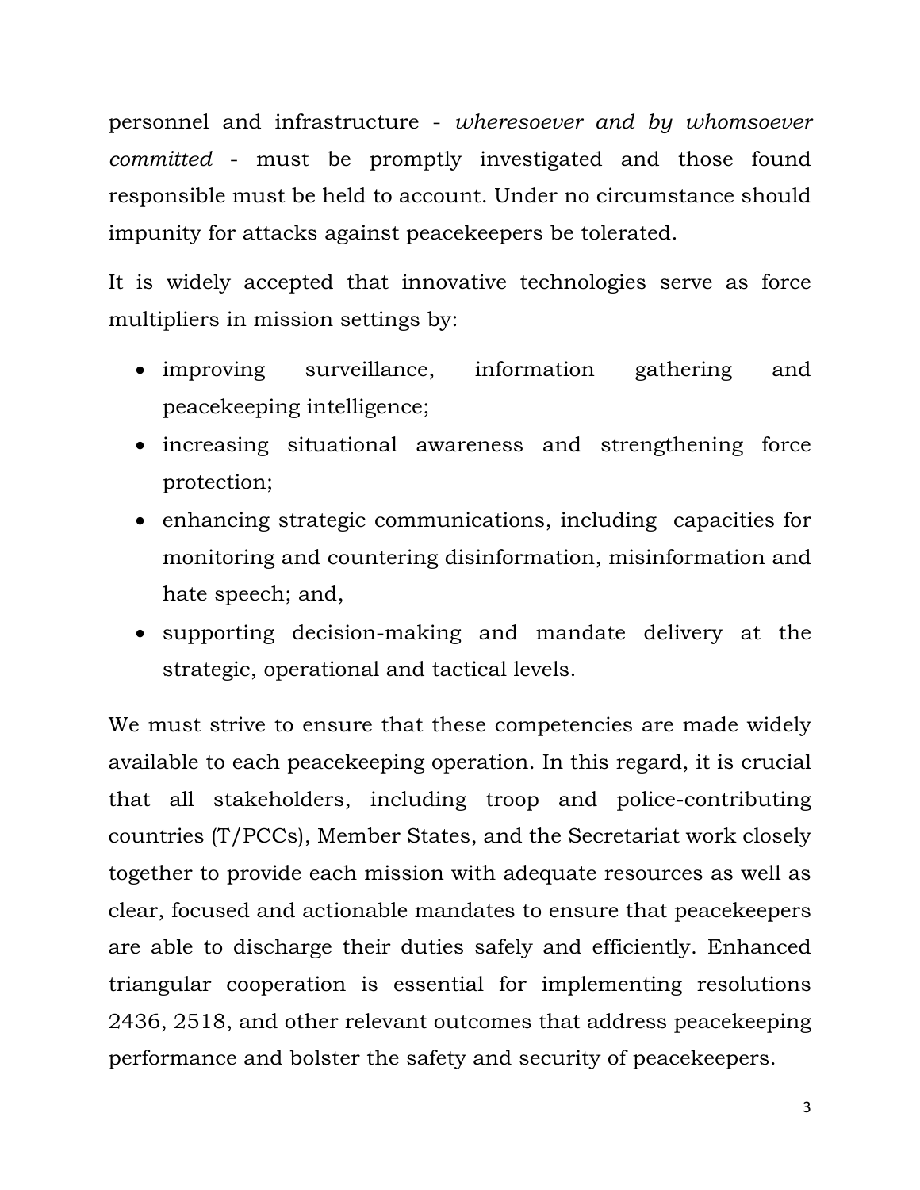personnel and infrastructure - *wheresoever and by whomsoever committed* - must be promptly investigated and those found responsible must be held to account. Under no circumstance should impunity for attacks against peacekeepers be tolerated.

It is widely accepted that innovative technologies serve as force multipliers in mission settings by:

- improving surveillance, information gathering and peacekeeping intelligence;
- increasing situational awareness and strengthening force protection;
- enhancing strategic communications, including capacities for monitoring and countering disinformation, misinformation and hate speech; and,
- supporting decision-making and mandate delivery at the strategic, operational and tactical levels.

We must strive to ensure that these competencies are made widely available to each peacekeeping operation. In this regard, it is crucial that all stakeholders, including troop and police-contributing countries (T/PCCs), Member States, and the Secretariat work closely together to provide each mission with adequate resources as well as clear, focused and actionable mandates to ensure that peacekeepers are able to discharge their duties safely and efficiently. Enhanced triangular cooperation is essential for implementing resolutions 2436, 2518, and other relevant outcomes that address peacekeeping performance and bolster the safety and security of peacekeepers.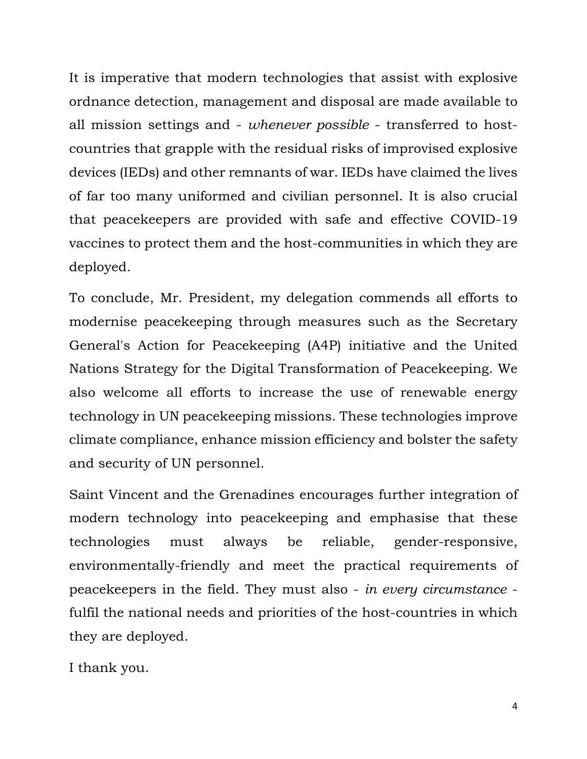It is imperative that modern technologies that assist with explosive ordnance detection, management and disposal are made available to all mission settings and - *whenever possible* - transferred to host-countries that grapple with the residual risks of improvised explosive devices (IEDs) and other remnants of war. IEDs have claimed the lives of far too many uniformed and civilian personnel. It is also crucial that peacekeepers are provided with safe and effective COVID-19 vaccines to protect them and the host-communities in which they are deployed.

To conclude, Mr. President, my delegation commends all efforts to modernise peacekeeping through measures such as the Secretary General's Action for Peacekeeping (A4P) initiative and the United Nations Strategy for the Digital Transformation of Peacekeeping. We also welcome all efforts to increase the use of renewable energy technology in UN peacekeeping missions. These technologies improve climate compliance, enhance mission efficiency and bolster the safety and security of UN personnel.

Saint Vincent and the Grenadines encourages further integration of modern technology into peacekeeping and emphasise that these technologies must always be reliable, gender-responsive, environmentally-friendly and meet the practical requirements of peacekeepers in the field. They must also - *in every circumstance* - fulfil the national needs and priorities of the host-countries in which they are deployed.

I thank you.